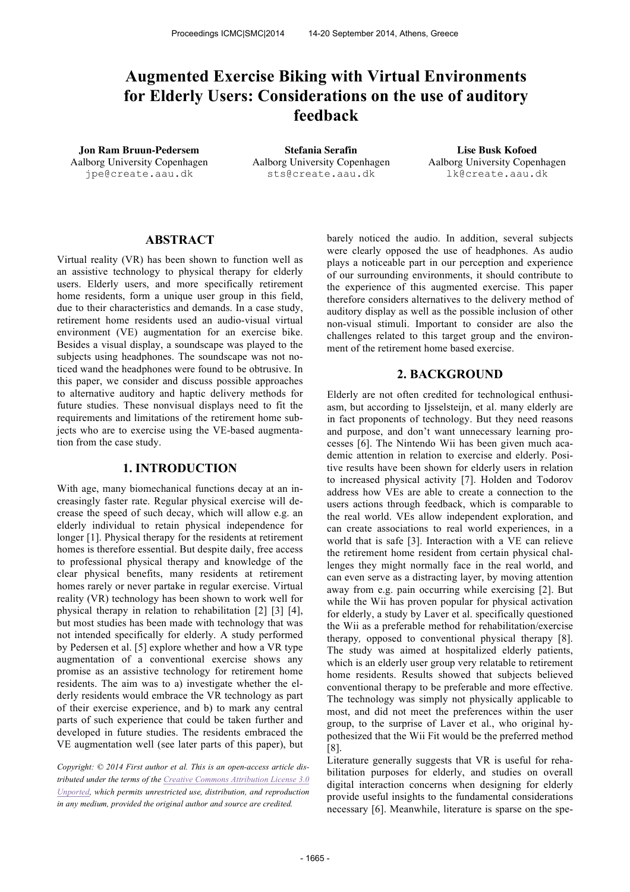# Augmented Exercise Biking with Virtual Environments for Elderly Users: Considerations on the use of auditory feedback

**Jon Ram Bruun-Pedersem**
Aalborg University Copenhagen
jpe@create.aau.dk

**Stefania Serafin**
Aalborg University Copenhagen
sts@create.aau.dk

**Lise Busk Kofoed**
Aalborg University Copenhagen
lk@create.aau.dk

## ABSTRACT

Virtual reality (VR) has been shown to function well as an assistive technology to physical therapy for elderly users. Elderly users, and more specifically retirement home residents, form a unique user group in this field, due to their characteristics and demands. In a case study, retirement home residents used an audio-visual virtual environment (VE) augmentation for an exercise bike. Besides a visual display, a soundscape was played to the subjects using headphones. The soundscape was not noticed wand the headphones were found to be obtrusive. In this paper, we consider and discuss possible approaches to alternative auditory and haptic delivery methods for future studies. These nonvisual displays need to fit the requirements and limitations of the retirement home subjects who are to exercise using the VE-based augmentation from the case study.

## 1. INTRODUCTION

With age, many biomechanical functions decay at an increasingly faster rate. Regular physical exercise will decrease the speed of such decay, which will allow e.g. an elderly individual to retain physical independence for longer [1]. Physical therapy for the residents at retirement homes is therefore essential. But despite daily, free access to professional physical therapy and knowledge of the clear physical benefits, many residents at retirement homes rarely or never partake in regular exercise. Virtual reality (VR) technology has been shown to work well for physical therapy in relation to rehabilitation [2] [3] [4], but most studies has been made with technology that was not intended specifically for elderly. A study performed by Pedersen et al. [5] explore whether and how a VR type augmentation of a conventional exercise shows any promise as an assistive technology for retirement home residents. The aim was to a) investigate whether the elderly residents would embrace the VR technology as part of their exercise experience, and b) to mark any central parts of such experience that could be taken further and developed in future studies. The residents embraced the VE augmentation well (see later parts of this paper), but barely noticed the audio. In addition, several subjects were clearly opposed the use of headphones. As audio plays a noticeable part in our perception and experience of our surrounding environments, it should contribute to the experience of this augmented exercise. This paper therefore considers alternatives to the delivery method of auditory display as well as the possible inclusion of other non-visual stimuli. Important to consider are also the challenges related to this target group and the environment of the retirement home based exercise.

*Copyright: © 2014 First author et al. This is an open-access article distributed under the terms of the Creative Commons Attribution License 3.0 Unported, which permits unrestricted use, distribution, and reproduction in any medium, provided the original author and source are credited.*

## 2. BACKGROUND

Elderly are not often credited for technological enthusiasm, but according to Ijsselsteijn, et al. many elderly are in fact proponents of technology. But they need reasons and purpose, and don't want unnecessary learning processes [6]. The Nintendo Wii has been given much academic attention in relation to exercise and elderly. Positive results have been shown for elderly users in relation to increased physical activity [7]. Holden and Todorov address how VEs are able to create a connection to the users actions through feedback, which is comparable to the real world. VEs allow independent exploration, and can create associations to real world experiences, in a world that is safe [3]. Interaction with a VE can relieve the retirement home resident from certain physical challenges they might normally face in the real world, and can even serve as a distracting layer, by moving attention away from e.g. pain occurring while exercising [2]. But while the Wii has proven popular for physical activation for elderly, a study by Laver et al. specifically questioned the Wii as a preferable method for rehabilitation/exercise therapy, opposed to conventional physical therapy [8]. The study was aimed at hospitalized elderly patients, which is an elderly user group very relatable to retirement home residents. Results showed that subjects believed conventional therapy to be preferable and more effective. The technology was simply not physically applicable to most, and did not meet the preferences within the user group, to the surprise of Laver et al., who original hypothesized that the Wii Fit would be the preferred method [8].

Literature generally suggests that VR is useful for rehabilitation purposes for elderly, and studies on overall digital interaction concerns when designing for elderly provide useful insights to the fundamental considerations necessary [6]. Meanwhile, literature is sparse on the spe-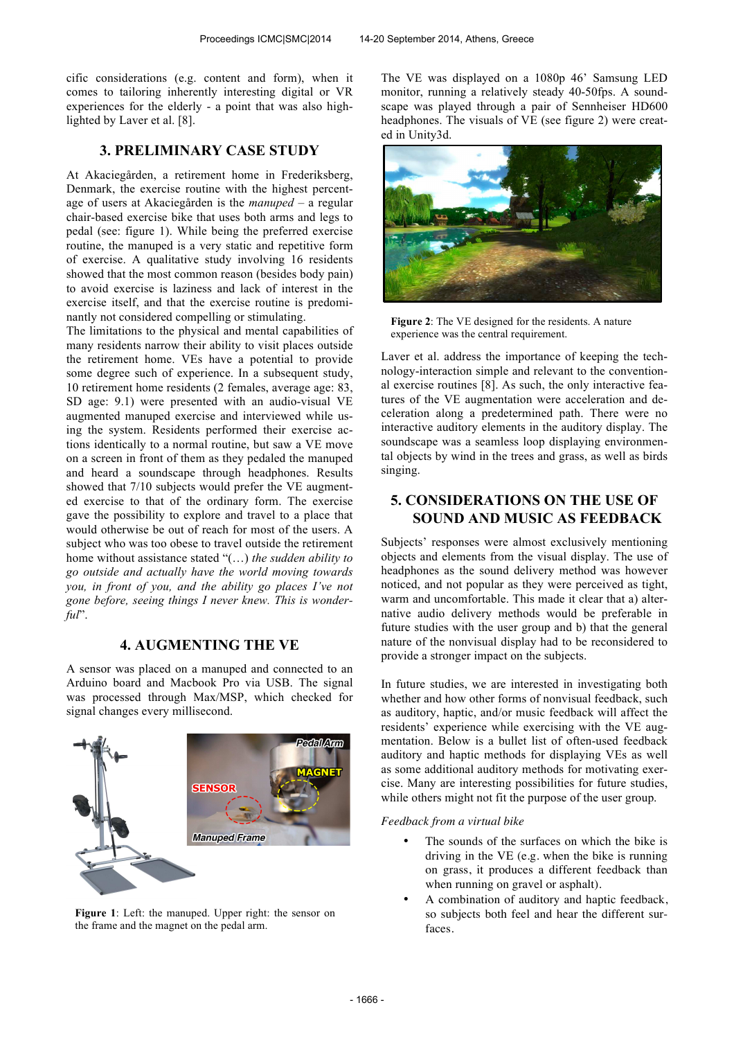cific considerations (e.g. content and form), when it comes to tailoring inherently interesting digital or VR experiences for the elderly - a point that was also highlighted by Laver et al. [8].

## 3. PRELIMINARY CASE STUDY

At Akaciegården, a retirement home in Frederiksberg, Denmark, the exercise routine with the highest percentage of users at Akaciegården is the *manuped* – a regular chair-based exercise bike that uses both arms and legs to pedal (see: figure 1). While being the preferred exercise routine, the manuped is a very static and repetitive form of exercise. A qualitative study involving 16 residents showed that the most common reason (besides body pain) to avoid exercise is laziness and lack of interest in the exercise itself, and that the exercise routine is predominantly not considered compelling or stimulating.

The limitations to the physical and mental capabilities of many residents narrow their ability to visit places outside the retirement home. VEs have a potential to provide some degree such of experience. In a subsequent study, 10 retirement home residents (2 females, average age: 83, SD age: 9.1) were presented with an audio-visual VE augmented manuped exercise and interviewed while using the system. Residents performed their exercise actions identically to a normal routine, but saw a VE move on a screen in front of them as they pedaled the manuped and heard a soundscape through headphones. Results showed that 7/10 subjects would prefer the VE augmented exercise to that of the ordinary form. The exercise gave the possibility to explore and travel to a place that would otherwise be out of reach for most of the users. A subject who was too obese to travel outside the retirement home without assistance stated "(…) *the sudden ability to go outside and actually have the world moving towards you, in front of you, and the ability go places I've not gone before, seeing things I never knew. This is wonderful*".

## 4. AUGMENTING THE VE

A sensor was placed on a manuped and connected to an Arduino board and Macbook Pro via USB. The signal was processed through Max/MSP, which checked for signal changes every millisecond.

**Figure 1**: Left: the manuped. Upper right: the sensor on the frame and the magnet on the pedal arm.

The VE was displayed on a 1080p 46' Samsung LED monitor, running a relatively steady 40-50fps. A soundscape was played through a pair of Sennheiser HD600 headphones. The visuals of VE (see figure 2) were created in Unity3d.

**Figure 2**: The VE designed for the residents. A nature experience was the central requirement.

Laver et al. address the importance of keeping the technology-interaction simple and relevant to the conventional exercise routines [8]. As such, the only interactive features of the VE augmentation were acceleration and deceleration along a predetermined path. There were no interactive auditory elements in the auditory display. The soundscape was a seamless loop displaying environmental objects by wind in the trees and grass, as well as birds singing.

## 5. CONSIDERATIONS ON THE USE OF SOUND AND MUSIC AS FEEDBACK

Subjects' responses were almost exclusively mentioning objects and elements from the visual display. The use of headphones as the sound delivery method was however noticed, and not popular as they were perceived as tight, warm and uncomfortable. This made it clear that a) alternative audio delivery methods would be preferable in future studies with the user group and b) that the general nature of the nonvisual display had to be reconsidered to provide a stronger impact on the subjects.

In future studies, we are interested in investigating both whether and how other forms of nonvisual feedback, such as auditory, haptic, and/or music feedback will affect the residents' experience while exercising with the VE augmentation. Below is a bullet list of often-used feedback auditory and haptic methods for displaying VEs as well as some additional auditory methods for motivating exercise. Many are interesting possibilities for future studies, while others might not fit the purpose of the user group.

*Feedback from a virtual bike*

- The sounds of the surfaces on which the bike is driving in the VE (e.g. when the bike is running on grass, it produces a different feedback than when running on gravel or asphalt).
- A combination of auditory and haptic feedback, so subjects both feel and hear the different surfaces.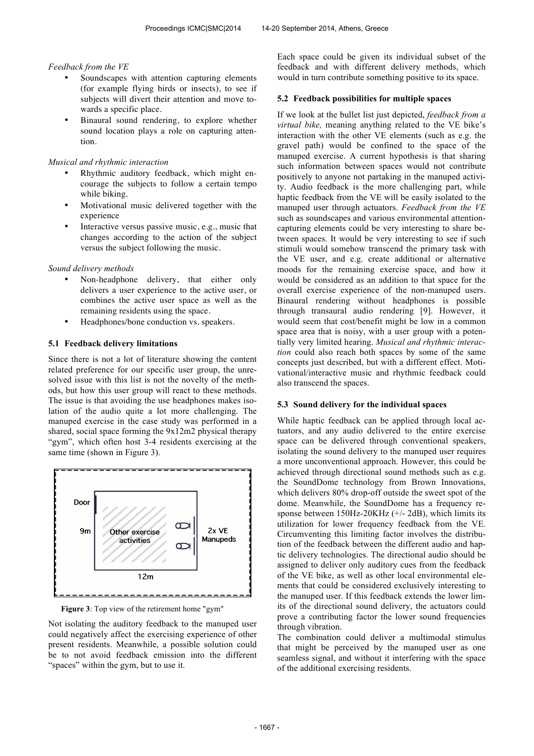*Feedback from the VE*

- Soundscapes with attention capturing elements (for example flying birds or insects), to see if subjects will divert their attention and move towards a specific place.
- Binaural sound rendering, to explore whether sound location plays a role on capturing attention.

*Musical and rhythmic interaction*

- Rhythmic auditory feedback, which might encourage the subjects to follow a certain tempo while biking.
- Motivational music delivered together with the experience
- Interactive versus passive music, e.g., music that changes according to the action of the subject versus the subject following the music.

*Sound delivery methods*

- Non-headphone delivery, that either only delivers a user experience to the active user, or combines the active user space as well as the remaining residents using the space.
- Headphones/bone conduction vs. speakers.

### 5.1 Feedback delivery limitations

Since there is not a lot of literature showing the content related preference for our specific user group, the unresolved issue with this list is not the novelty of the methods, but how this user group will react to these methods. The issue is that avoiding the use headphones makes isolation of the audio quite a lot more challenging. The manuped exercise in the case study was performed in a shared, social space forming the 9x12m2 physical therapy "gym", which often host 3-4 residents exercising at the same time (shown in Figure 3).

Figure 3: Top view of the retirement home "gym"

Not isolating the auditory feedback to the manuped user could negatively affect the exercising experience of other present residents. Meanwhile, a possible solution could be to not avoid feedback emission into the different "spaces" within the gym, but to use it.

Each space could be given its individual subset of the feedback and with different delivery methods, which would in turn contribute something positive to its space.

### 5.2 Feedback possibilities for multiple spaces

If we look at the bullet list just depicted, *feedback from a virtual bike,* meaning anything related to the VE bike's interaction with the other VE elements (such as e.g. the gravel path) would be confined to the space of the manuped exercise. A current hypothesis is that sharing such information between spaces would not contribute positively to anyone not partaking in the manuped activity. Audio feedback is the more challenging part, while haptic feedback from the VE will be easily isolated to the manuped user through actuators. *Feedback from the VE* such as soundscapes and various environmental attention-capturing elements could be very interesting to share between spaces. It would be very interesting to see if such stimuli would somehow transcend the primary task with the VE user, and e.g. create additional or alternative moods for the remaining exercise space, and how it would be considered as an addition to that space for the overall exercise experience of the non-manuped users. Binaural rendering without headphones is possible through transaural audio rendering [9]. However, it would seem that cost/benefit might be low in a common space area that is noisy, with a user group with a potentially very limited hearing. *Musical and rhythmic interaction* could also reach both spaces by some of the same concepts just described, but with a different effect. Motivational/interactive music and rhythmic feedback could also transcend the spaces.

### 5.3 Sound delivery for the individual spaces

While haptic feedback can be applied through local actuators, and any audio delivered to the entire exercise space can be delivered through conventional speakers, isolating the sound delivery to the manuped user requires a more unconventional approach. However, this could be achieved through directional sound methods such as e.g. the SoundDome technology from Brown Innovations, which delivers 80% drop-off outside the sweet spot of the dome. Meanwhile, the SoundDome has a frequency response between 150Hz-20KHz (+/- 2dB), which limits its utilization for lower frequency feedback from the VE. Circumventing this limiting factor involves the distribution of the feedback between the different audio and haptic delivery technologies. The directional audio should be assigned to deliver only auditory cues from the feedback of the VE bike, as well as other local environmental elements that could be considered exclusively interesting to the manuped user. If this feedback extends the lower limits of the directional sound delivery, the actuators could prove a contributing factor the lower sound frequencies through vibration.

The combination could deliver a multimodal stimulus that might be perceived by the manuped user as one seamless signal, and without it interfering with the space of the additional exercising residents.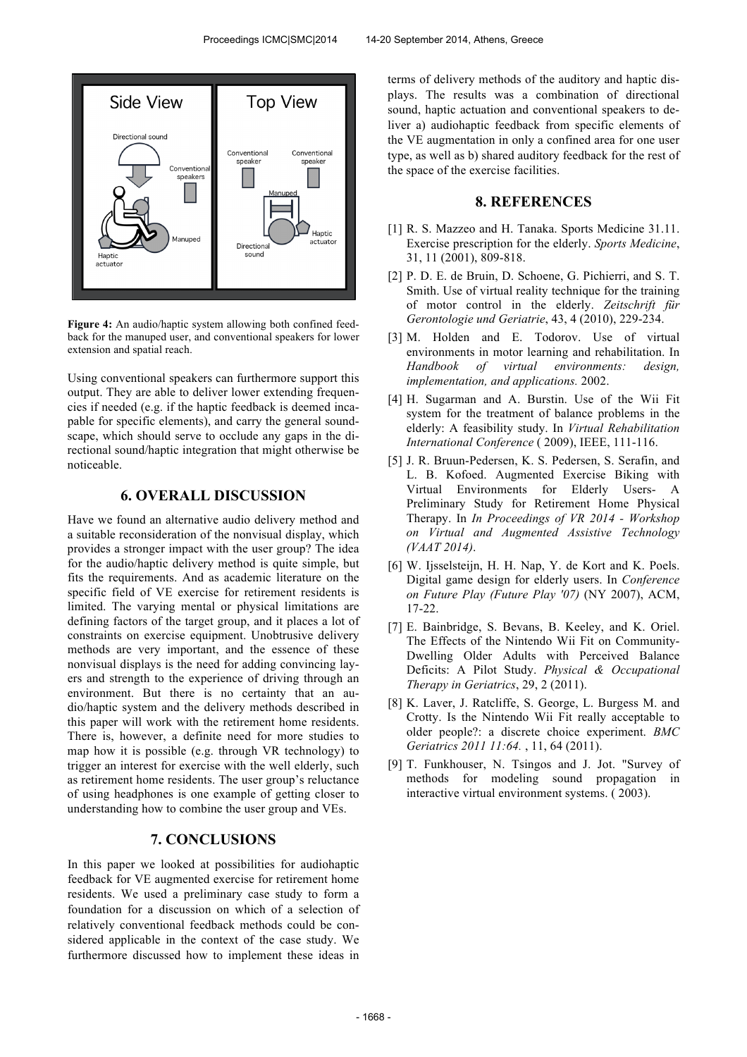Side View

Directional sound

Conventional speakers

Manuped

Haptic actuator

Top View

Conventional speaker

Conventional speaker

Manuped

Haptic actuator

Directional sound

**Figure 4:** An audio/haptic system allowing both confined feedback for the manuped user, and conventional speakers for lower extension and spatial reach.

Using conventional speakers can furthermore support this output. They are able to deliver lower extending frequencies if needed (e.g. if the haptic feedback is deemed incapable for specific elements), and carry the general soundscape, which should serve to occlude any gaps in the directional sound/haptic integration that might otherwise be noticeable.

## 6. OVERALL DISCUSSION

Have we found an alternative audio delivery method and a suitable reconsideration of the nonvisual display, which provides a stronger impact with the user group? The idea for the audio/haptic delivery method is quite simple, but fits the requirements. And as academic literature on the specific field of VE exercise for retirement residents is limited. The varying mental or physical limitations are defining factors of the target group, and it places a lot of constraints on exercise equipment. Unobtrusive delivery methods are very important, and the essence of these nonvisual displays is the need for adding convincing layers and strength to the experience of driving through an environment. But there is no certainty that an audio/haptic system and the delivery methods described in this paper will work with the retirement home residents. There is, however, a definite need for more studies to map how it is possible (e.g. through VR technology) to trigger an interest for exercise with the well elderly, such as retirement home residents. The user group's reluctance of using headphones is one example of getting closer to understanding how to combine the user group and VEs.

## 7. CONCLUSIONS

In this paper we looked at possibilities for audiohaptic feedback for VE augmented exercise for retirement home residents. We used a preliminary case study to form a foundation for a discussion on which of a selection of relatively conventional feedback methods could be considered applicable in the context of the case study. We furthermore discussed how to implement these ideas in terms of delivery methods of the auditory and haptic displays. The results was a combination of directional sound, haptic actuation and conventional speakers to deliver a) audiohaptic feedback from specific elements of the VE augmentation in only a confined area for one user type, as well as b) shared auditory feedback for the rest of the space of the exercise facilities.

## 8. REFERENCES

[1] R. S. Mazzeo and H. Tanaka. Sports Medicine 31.11. Exercise prescription for the elderly. *Sports Medicine*, 31, 11 (2001), 809-818.

[2] P. D. E. de Bruin, D. Schoene, G. Pichierri, and S. T. Smith. Use of virtual reality technique for the training of motor control in the elderly. *Zeitschrift für Gerontologie und Geriatrie*, 43, 4 (2010), 229-234.

[3] M. Holden and E. Todorov. Use of virtual environments in motor learning and rehabilitation. In *Handbook of virtual environments: design, implementation, and applications.* 2002.

[4] H. Sugarman and A. Burstin. Use of the Wii Fit system for the treatment of balance problems in the elderly: A feasibility study. In *Virtual Rehabilitation International Conference* ( 2009), IEEE, 111-116.

[5] J. R. Bruun-Pedersen, K. S. Pedersen, S. Serafin, and L. B. Kofoed. Augmented Exercise Biking with Virtual Environments for Elderly Users- A Preliminary Study for Retirement Home Physical Therapy. In *In Proceedings of VR 2014 - Workshop on Virtual and Augmented Assistive Technology (VAAT 2014)*.

[6] W. Ijsselsteijn, H. H. Nap, Y. de Kort and K. Poels. Digital game design for elderly users. In *Conference on Future Play (Future Play '07)* (NY 2007), ACM, 17-22.

[7] E. Bainbridge, S. Bevans, B. Keeley, and K. Oriel. The Effects of the Nintendo Wii Fit on Community-Dwelling Older Adults with Perceived Balance Deficits: A Pilot Study. *Physical & Occupational Therapy in Geriatrics*, 29, 2 (2011).

[8] K. Laver, J. Ratcliffe, S. George, L. Burgess M. and Crotty. Is the Nintendo Wii Fit really acceptable to older people?: a discrete choice experiment. *BMC Geriatrics 2011 11:64.* , 11, 64 (2011).

[9] T. Funkhouser, N. Tsingos and J. Jot. "Survey of methods for modeling sound propagation in interactive virtual environment systems. ( 2003).